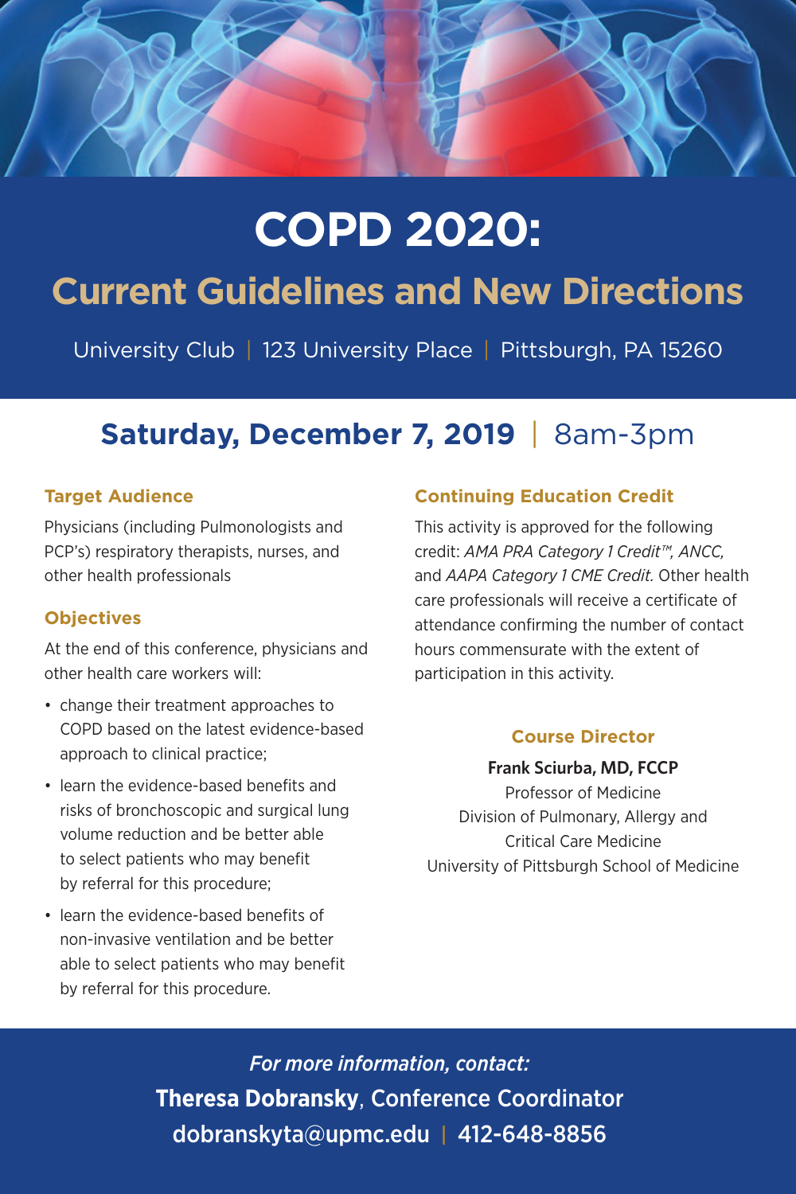# COPD 2020:

## Current Guidelines and New Directions

University Club | 123 University Place | Pittsburgh, PA 15260

**Saturday, December 7, 2019** | 8am-3pm

### Target Audience

Physicians (including Pulmonologists and PCP's) respiratory therapists, nurses, and other health professionals

### Objectives

At the end of this conference, physicians and other health care workers will:

- change their treatment approaches to COPD based on the latest evidence-based approach to clinical practice;
- learn the evidence-based benefits and risks of bronchoscopic and surgical lung volume reduction and be better able to select patients who may benefit by referral for this procedure;
- learn the evidence-based benefits of non-invasive ventilation and be better able to select patients who may benefit by referral for this procedure.

### Continuing Education Credit

This activity is approved for the following credit: *AMA PRA Category 1 Credit™, ANCC,* and *AAPA Category 1 CME Credit.* Other health care professionals will receive a certificate of attendance confirming the number of contact hours commensurate with the extent of participation in this activity.

### Course Director

**Frank Sciurba, MD, FCCP**
Professor of Medicine
Division of Pulmonary, Allergy and Critical Care Medicine
University of Pittsburgh School of Medicine

*For more information, contact:*

**Theresa Dobransky**, Conference Coordinator
dobranskyta@upmc.edu | 412-648-8856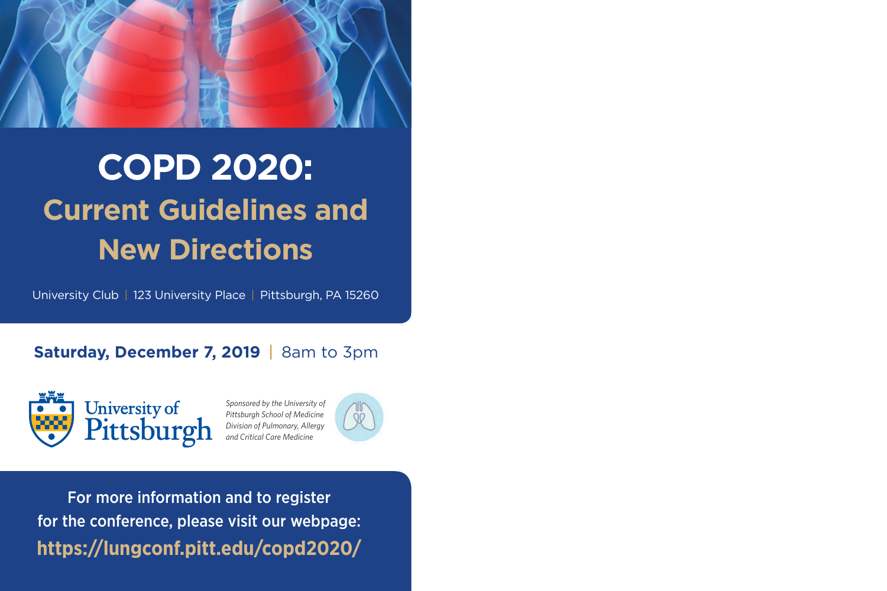# COPD 2020:

## Current Guidelines and New Directions

University Club | 123 University Place | Pittsburgh, PA 15260

**Saturday, December 7, 2019** | 8am to 3pm

University of Pittsburgh

*Sponsored by the University of Pittsburgh School of Medicine Division of Pulmonary, Allergy and Critical Care Medicine*

For more information and to register for the conference, please visit our webpage:

**https://lungconf.pitt.edu/copd2020/**